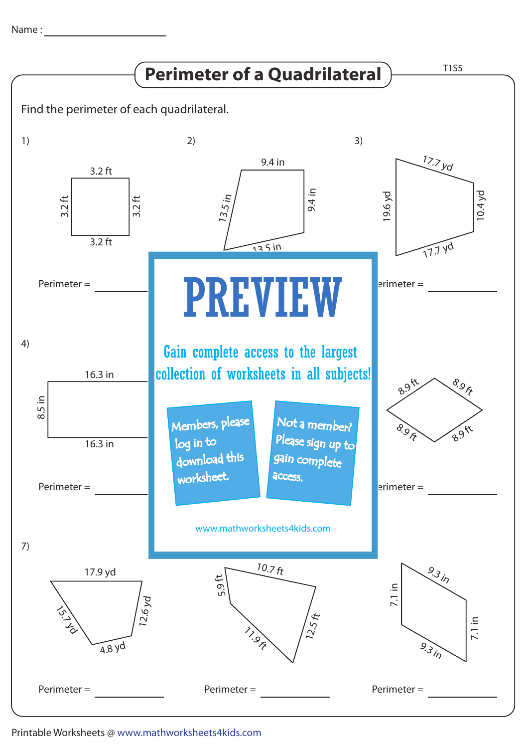Name : ____________________

# Perimeter of a Quadrilateral

T1S5

Find the perimeter of each quadrilateral.

1) 3.2 ft, 3.2 ft, 3.2 ft, 3.2 ft

Perimeter = ________

2) 9.4 in, 9.4 in, 13.5 in, 13.5 in

Perimeter = ________

3) 17.7 yd, 10.4 yd, 17.7 yd, 19.6 yd

Perimeter = ________

4) 16.3 in, 8.5 in, 16.3 in

Perimeter = ________

5)

Perimeter = ________

6) 8.9 ft, 8.9 ft, 8.9 ft, 8.9 ft

Perimeter = ________

**PREVIEW**

Gain complete access to the largest collection of worksheets in all subjects!

Members, please log in to download this worksheet.

Not a member? Please sign up to gain complete access.

www.mathworksheets4kids.com

7) 17.9 yd, 12.6 yd, 4.8 yd, 15.7 yd

Perimeter = ________

8) 10.7 ft, 12.5 ft, 11.9 ft, 5.9 ft

Perimeter = ________

9) 9.3 in, 7.1 in, 9.3 in, 7.1 in

Perimeter = ________

Printable Worksheets @ www.mathworksheets4kids.com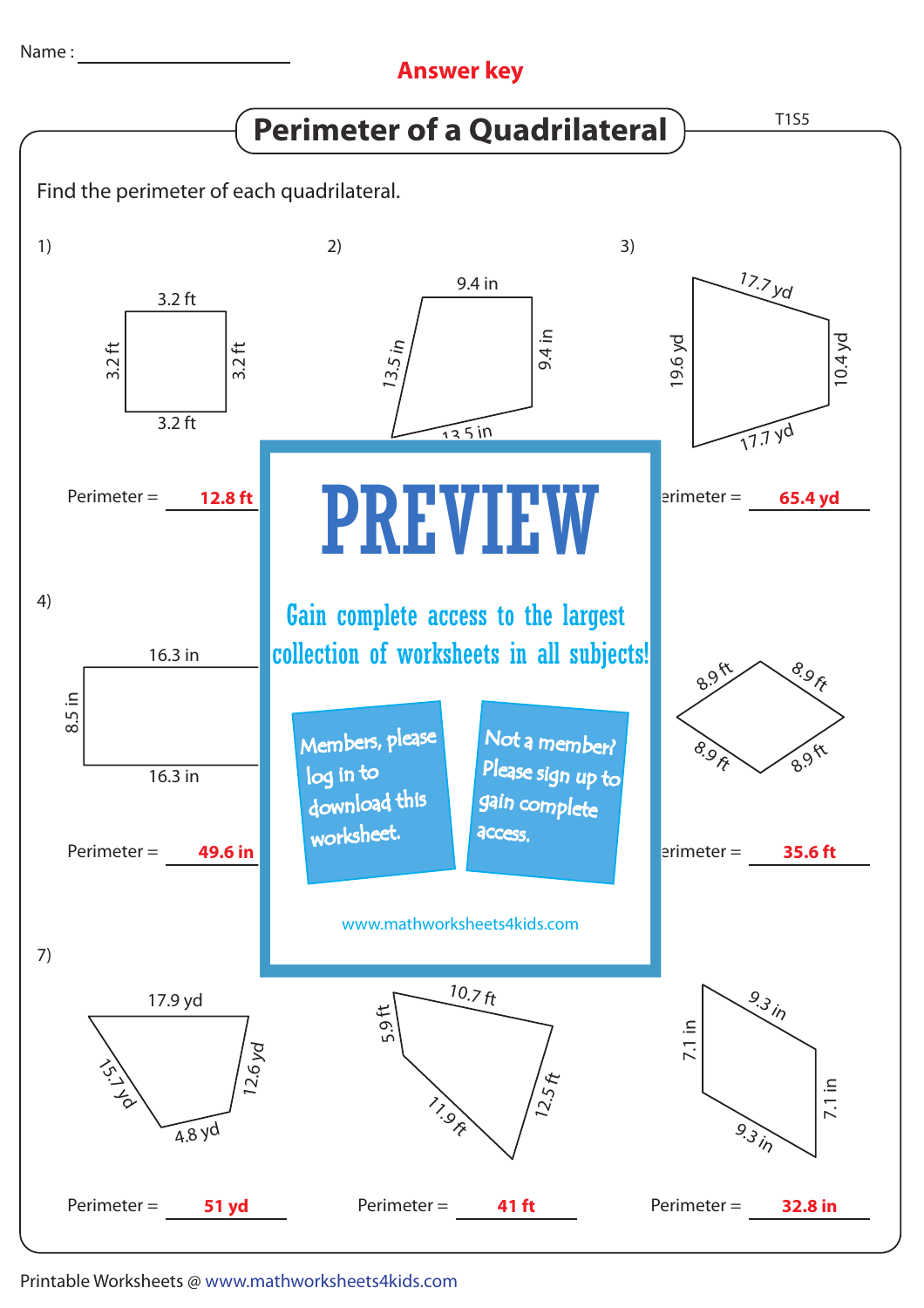Name : ___________________

**Answer key**

# Perimeter of a Quadrilateral

T1S5

Find the perimeter of each quadrilateral.

1)

3.2 ft
3.2 ft
3.2 ft
3.2 ft

Perimeter = **12.8 ft**

2)

9.4 in
13.5 in
9.4 in
13.5 in

3)

17.7 yd
19.6 yd
10.4 yd
17.7 yd

Perimeter = **65.4 yd**

4)

16.3 in
8.5 in
16.3 in

Perimeter = **49.6 in**

8.9 ft
8.9 ft
8.9 ft
8.9 ft

Perimeter = **35.6 ft**

**PREVIEW**

Gain complete access to the largest collection of worksheets in all subjects!

Members, please log in to download this worksheet.

Not a member? Please sign up to gain complete access.

www.mathworksheets4kids.com

7)

17.9 yd
15.7 yd
12.6 yd
4.8 yd

Perimeter = **51 yd**

10.7 ft
5.9 ft
11.9 ft
12.5 ft

Perimeter = **41 ft**

9.3 in
7.1 in
7.1 in
9.3 in

Perimeter = **32.8 in**

Printable Worksheets @ www.mathworksheets4kids.com